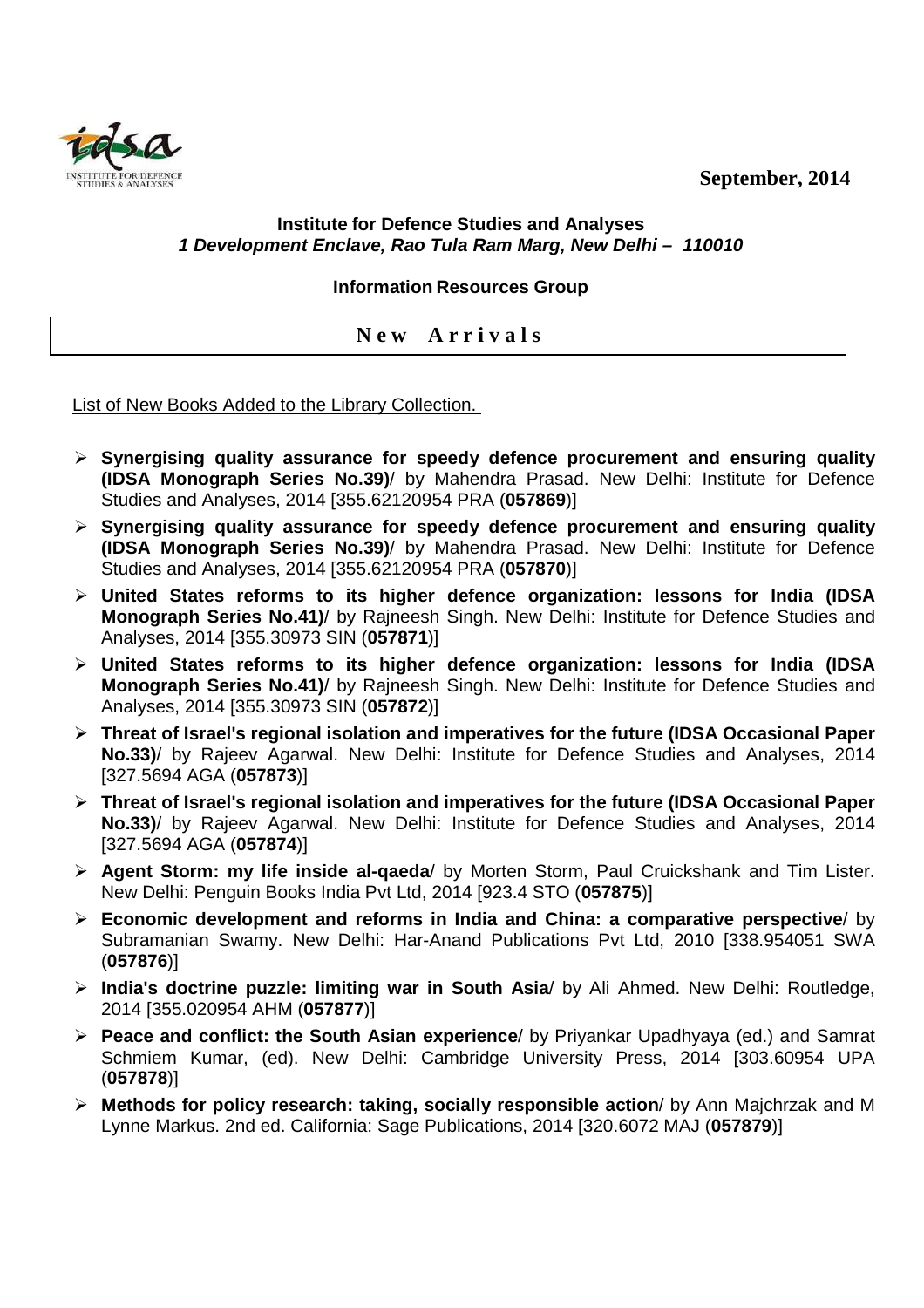September, 2014

**Institute for Defence Studies and Analyses**
***1 Development Enclave, Rao Tula Ram Marg, New Delhi – 110010***

**Information Resources Group**

## New Arrivals

List of New Books Added to the Library Collection.

- **Synergising quality assurance for speedy defence procurement and ensuring quality (IDSA Monograph Series No.39)**/ by Mahendra Prasad. New Delhi: Institute for Defence Studies and Analyses, 2014 [355.62120954 PRA (**057869**)]
- **Synergising quality assurance for speedy defence procurement and ensuring quality (IDSA Monograph Series No.39)**/ by Mahendra Prasad. New Delhi: Institute for Defence Studies and Analyses, 2014 [355.62120954 PRA (**057870**)]
- **United States reforms to its higher defence organization: lessons for India (IDSA Monograph Series No.41)**/ by Rajneesh Singh. New Delhi: Institute for Defence Studies and Analyses, 2014 [355.30973 SIN (**057871**)]
- **United States reforms to its higher defence organization: lessons for India (IDSA Monograph Series No.41)**/ by Rajneesh Singh. New Delhi: Institute for Defence Studies and Analyses, 2014 [355.30973 SIN (**057872**)]
- **Threat of Israel's regional isolation and imperatives for the future (IDSA Occasional Paper No.33)**/ by Rajeev Agarwal. New Delhi: Institute for Defence Studies and Analyses, 2014 [327.5694 AGA (**057873**)]
- **Threat of Israel's regional isolation and imperatives for the future (IDSA Occasional Paper No.33)**/ by Rajeev Agarwal. New Delhi: Institute for Defence Studies and Analyses, 2014 [327.5694 AGA (**057874**)]
- **Agent Storm: my life inside al-qaeda**/ by Morten Storm, Paul Cruickshank and Tim Lister. New Delhi: Penguin Books India Pvt Ltd, 2014 [923.4 STO (**057875**)]
- **Economic development and reforms in India and China: a comparative perspective**/ by Subramanian Swamy. New Delhi: Har-Anand Publications Pvt Ltd, 2010 [338.954051 SWA (**057876**)]
- **India's doctrine puzzle: limiting war in South Asia**/ by Ali Ahmed. New Delhi: Routledge, 2014 [355.020954 AHM (**057877**)]
- **Peace and conflict: the South Asian experience**/ by Priyankar Upadhyaya (ed.) and Samrat Schmiem Kumar, (ed). New Delhi: Cambridge University Press, 2014 [303.60954 UPA (**057878**)]
- **Methods for policy research: taking, socially responsible action**/ by Ann Majchrzak and M Lynne Markus. 2nd ed. California: Sage Publications, 2014 [320.6072 MAJ (**057879**)]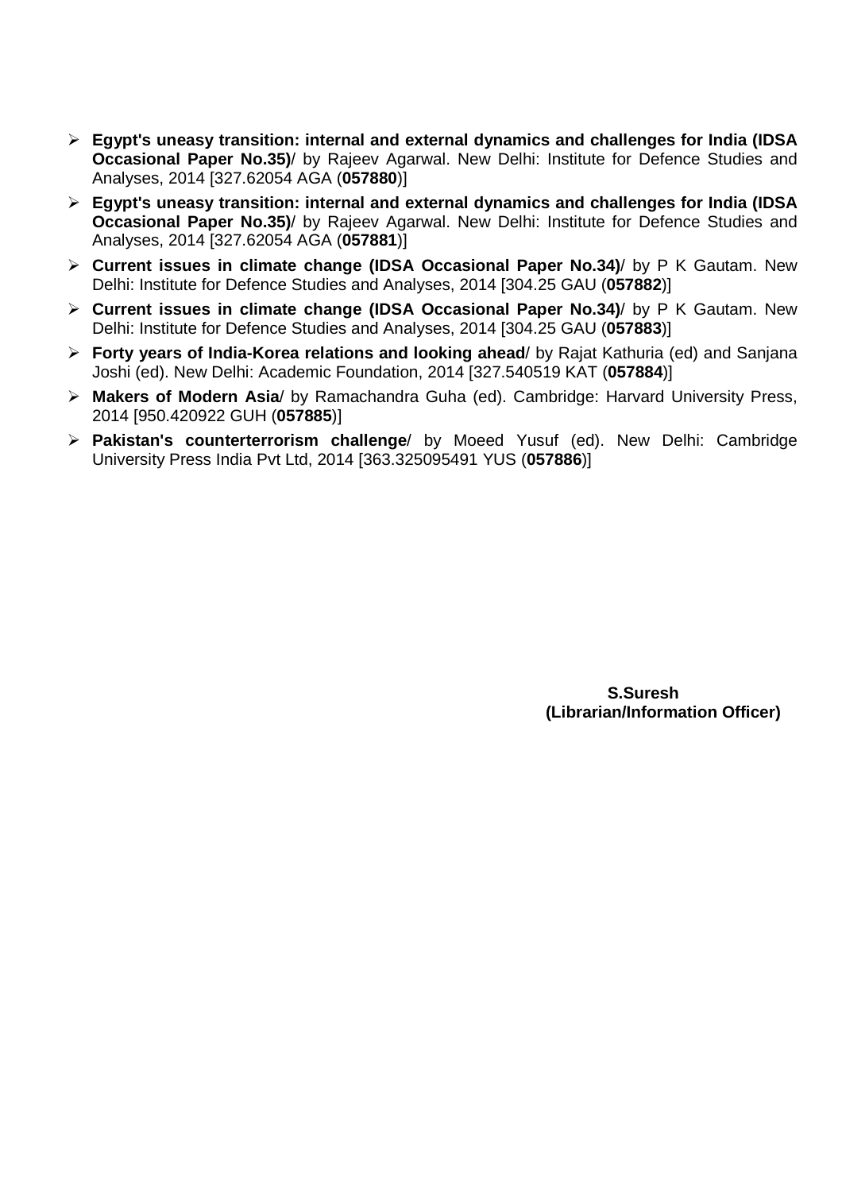- **Egypt's uneasy transition: internal and external dynamics and challenges for India (IDSA Occasional Paper No.35)**/ by Rajeev Agarwal. New Delhi: Institute for Defence Studies and Analyses, 2014 [327.62054 AGA (**057880**)]
- **Egypt's uneasy transition: internal and external dynamics and challenges for India (IDSA Occasional Paper No.35)**/ by Rajeev Agarwal. New Delhi: Institute for Defence Studies and Analyses, 2014 [327.62054 AGA (**057881**)]
- **Current issues in climate change (IDSA Occasional Paper No.34)**/ by P K Gautam. New Delhi: Institute for Defence Studies and Analyses, 2014 [304.25 GAU (**057882**)]
- **Current issues in climate change (IDSA Occasional Paper No.34)**/ by P K Gautam. New Delhi: Institute for Defence Studies and Analyses, 2014 [304.25 GAU (**057883**)]
- **Forty years of India-Korea relations and looking ahead**/ by Rajat Kathuria (ed) and Sanjana Joshi (ed). New Delhi: Academic Foundation, 2014 [327.540519 KAT (**057884**)]
- **Makers of Modern Asia**/ by Ramachandra Guha (ed). Cambridge: Harvard University Press, 2014 [950.420922 GUH (**057885**)]
- **Pakistan's counterterrorism challenge**/ by Moeed Yusuf (ed). New Delhi: Cambridge University Press India Pvt Ltd, 2014 [363.325095491 YUS (**057886**)]

**S.Suresh**
**(Librarian/Information Officer)**